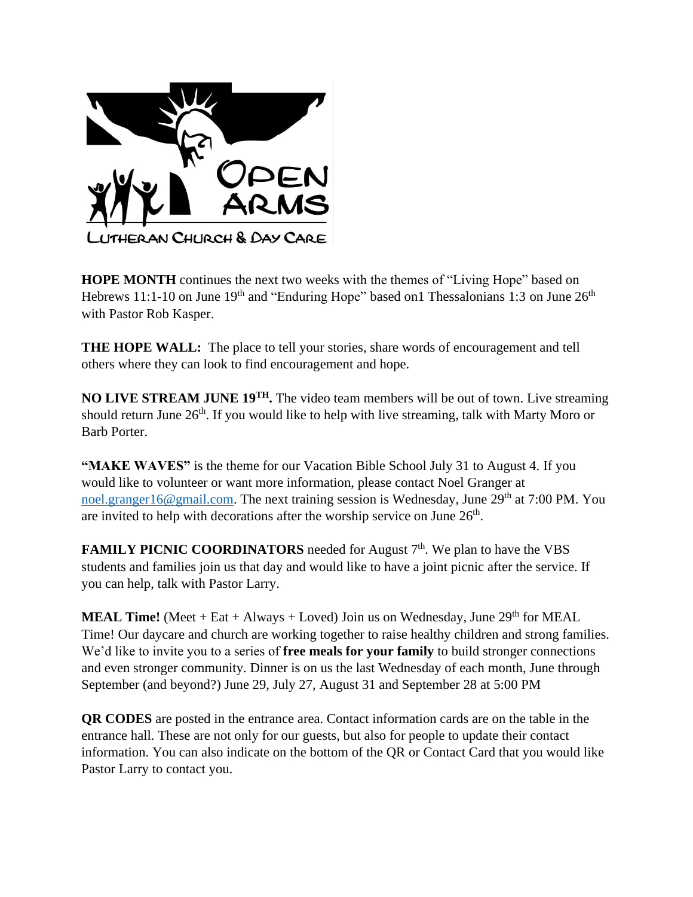OPEN ARMS

LUTHERAN CHURCH & DAY CARE

**HOPE MONTH** continues the next two weeks with the themes of "Living Hope" based on Hebrews 11:1-10 on June 19th and "Enduring Hope" based on1 Thessalonians 1:3 on June 26th with Pastor Rob Kasper.

**THE HOPE WALL:** The place to tell your stories, share words of encouragement and tell others where they can look to find encouragement and hope.

**NO LIVE STREAM JUNE 19TH.** The video team members will be out of town. Live streaming should return June 26th. If you would like to help with live streaming, talk with Marty Moro or Barb Porter.

**"MAKE WAVES"** is the theme for our Vacation Bible School July 31 to August 4. If you would like to volunteer or want more information, please contact Noel Granger at noel.granger16@gmail.com. The next training session is Wednesday, June 29th at 7:00 PM. You are invited to help with decorations after the worship service on June 26th.

**FAMILY PICNIC COORDINATORS** needed for August 7th. We plan to have the VBS students and families join us that day and would like to have a joint picnic after the service. If you can help, talk with Pastor Larry.

**MEAL Time!** (Meet + Eat + Always + Loved) Join us on Wednesday, June 29th for MEAL Time! Our daycare and church are working together to raise healthy children and strong families. We'd like to invite you to a series of **free meals for your family** to build stronger connections and even stronger community. Dinner is on us the last Wednesday of each month, June through September (and beyond?) June 29, July 27, August 31 and September 28 at 5:00 PM

**QR CODES** are posted in the entrance area. Contact information cards are on the table in the entrance hall. These are not only for our guests, but also for people to update their contact information. You can also indicate on the bottom of the QR or Contact Card that you would like Pastor Larry to contact you.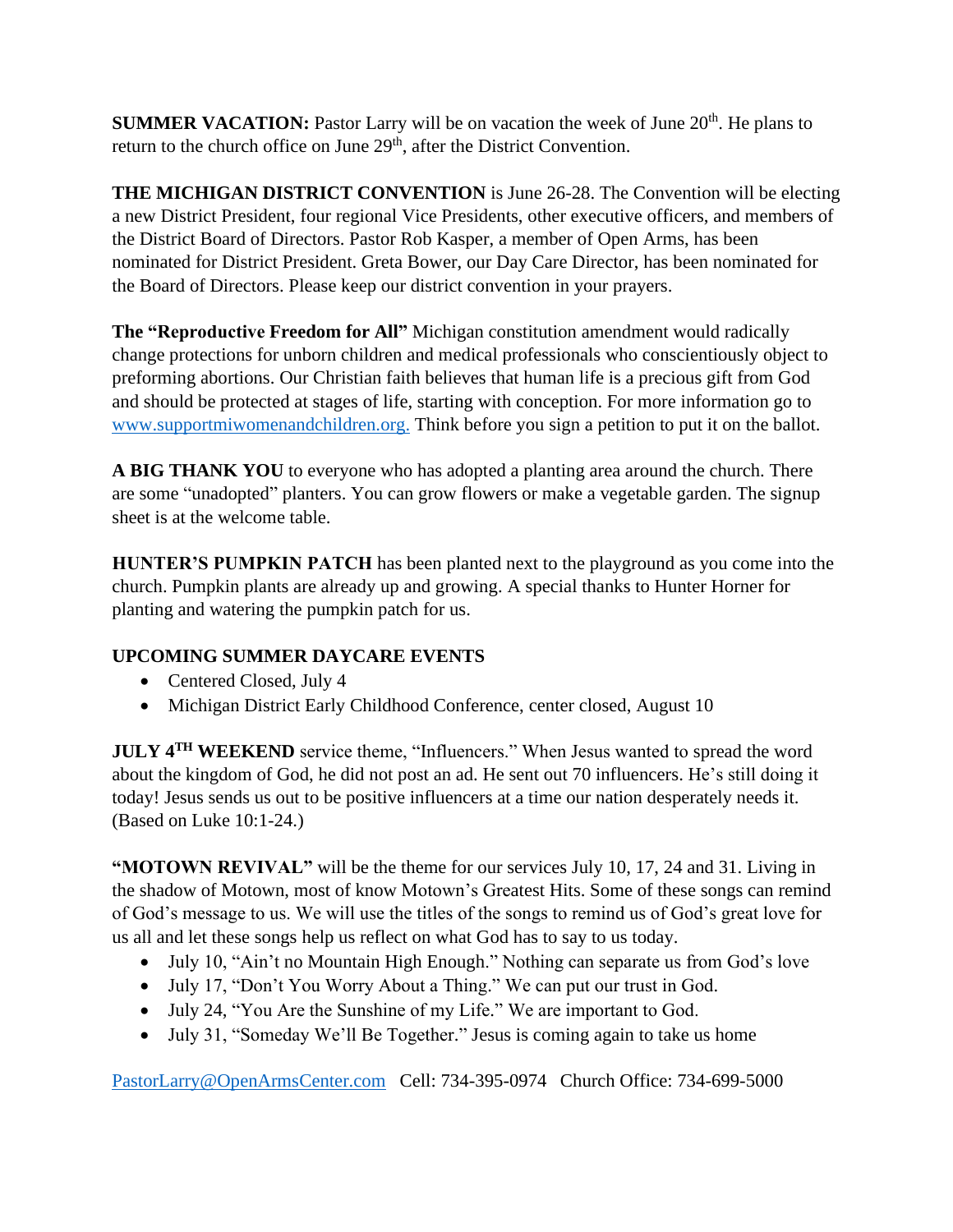**SUMMER VACATION:** Pastor Larry will be on vacation the week of June 20th. He plans to return to the church office on June 29th, after the District Convention.

**THE MICHIGAN DISTRICT CONVENTION** is June 26-28. The Convention will be electing a new District President, four regional Vice Presidents, other executive officers, and members of the District Board of Directors. Pastor Rob Kasper, a member of Open Arms, has been nominated for District President. Greta Bower, our Day Care Director, has been nominated for the Board of Directors. Please keep our district convention in your prayers.

**The "Reproductive Freedom for All"** Michigan constitution amendment would radically change protections for unborn children and medical professionals who conscientiously object to preforming abortions. Our Christian faith believes that human life is a precious gift from God and should be protected at stages of life, starting with conception. For more information go to www.supportmiwomenandchildren.org. Think before you sign a petition to put it on the ballot.

**A BIG THANK YOU** to everyone who has adopted a planting area around the church. There are some "unadopted" planters. You can grow flowers or make a vegetable garden. The signup sheet is at the welcome table.

**HUNTER'S PUMPKIN PATCH** has been planted next to the playground as you come into the church. Pumpkin plants are already up and growing. A special thanks to Hunter Horner for planting and watering the pumpkin patch for us.

**UPCOMING SUMMER DAYCARE EVENTS**

- Centered Closed, July 4
- Michigan District Early Childhood Conference, center closed, August 10

**JULY 4TH WEEKEND** service theme, "Influencers." When Jesus wanted to spread the word about the kingdom of God, he did not post an ad. He sent out 70 influencers. He's still doing it today! Jesus sends us out to be positive influencers at a time our nation desperately needs it. (Based on Luke 10:1-24.)

**"MOTOWN REVIVAL"** will be the theme for our services July 10, 17, 24 and 31. Living in the shadow of Motown, most of know Motown's Greatest Hits. Some of these songs can remind of God's message to us. We will use the titles of the songs to remind us of God's great love for us all and let these songs help us reflect on what God has to say to us today.

- July 10, "Ain't no Mountain High Enough." Nothing can separate us from God's love
- July 17, "Don't You Worry About a Thing." We can put our trust in God.
- July 24, "You Are the Sunshine of my Life." We are important to God.
- July 31, "Someday We'll Be Together." Jesus is coming again to take us home

PastorLarry@OpenArmsCenter.com Cell: 734-395-0974 Church Office: 734-699-5000